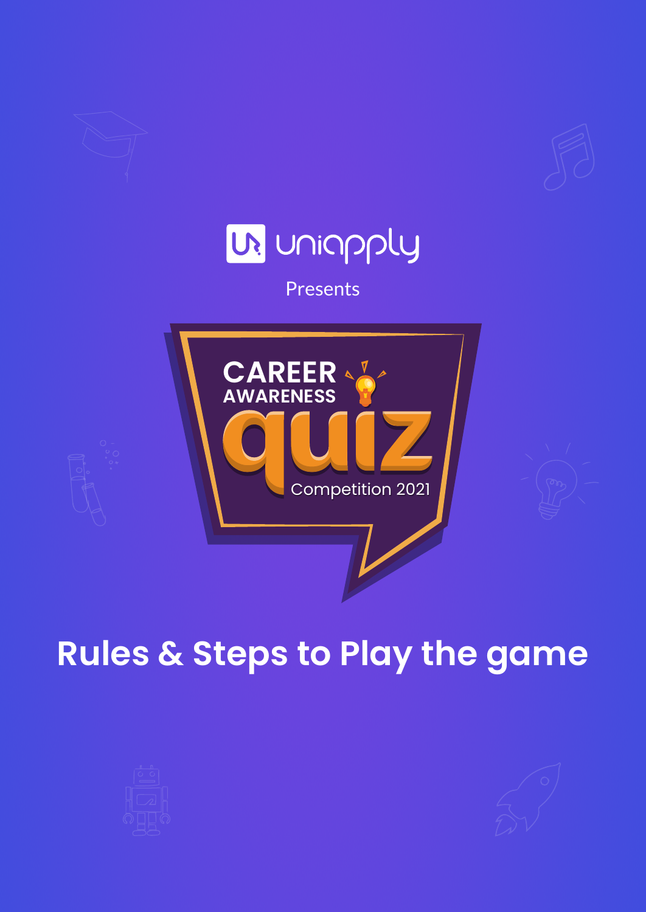uniapply

Presents

# CAREER AWARENESS quiz

Competition 2021

## Rules & Steps to Play the game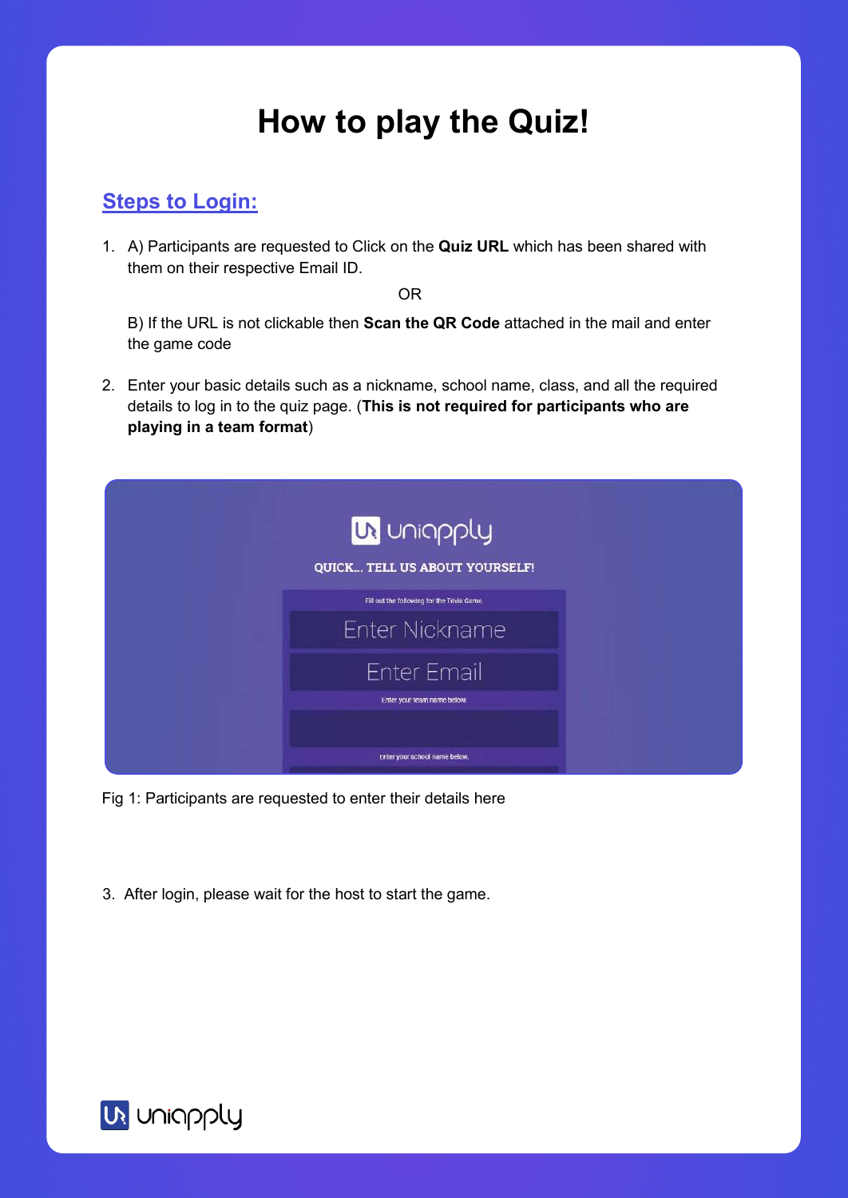# How to play the Quiz!

## Steps to Login:

1. A) Participants are requested to Click on the **Quiz URL** which has been shared with them on their respective Email ID.

   OR

   B) If the URL is not clickable then **Scan the QR Code** attached in the mail and enter the game code

2. Enter your basic details such as a nickname, school name, class, and all the required details to log in to the quiz page. (**This is not required for participants who are playing in a team format**)

Fig 1: Participants are requested to enter their details here

3. After login, please wait for the host to start the game.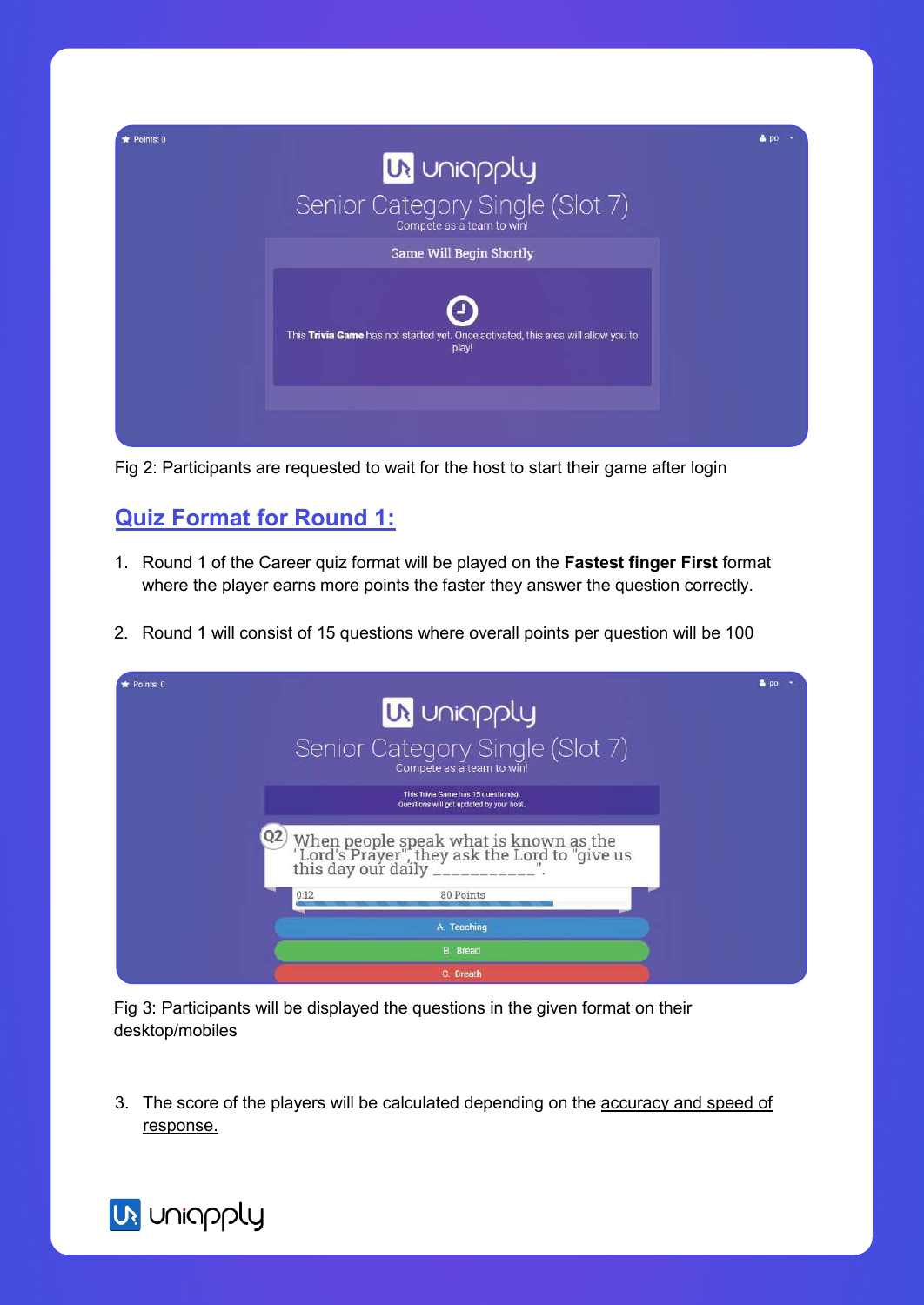Fig 2: Participants are requested to wait for the host to start their game after login

## Quiz Format for Round 1:

1. Round 1 of the Career quiz format will be played on the **Fastest finger First** format where the player earns more points the faster they answer the question correctly.

2. Round 1 will consist of 15 questions where overall points per question will be 100

Fig 3: Participants will be displayed the questions in the given format on their desktop/mobiles

3. The score of the players will be calculated depending on the accuracy and speed of response.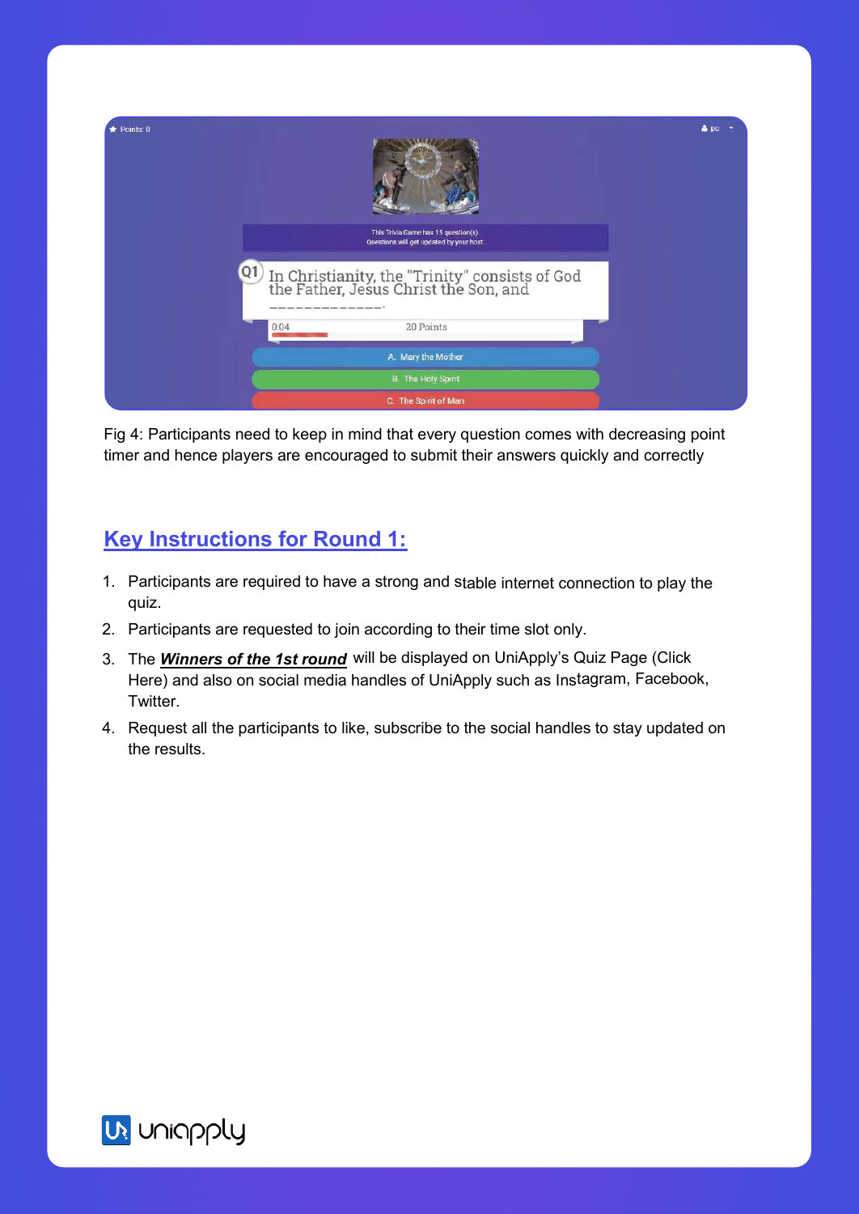Fig 4: Participants need to keep in mind that every question comes with decreasing point timer and hence players are encouraged to submit their answers quickly and correctly

## Key Instructions for Round 1:

1. Participants are required to have a strong and stable internet connection to play the quiz.
2. Participants are requested to join according to their time slot only.
3. The ***Winners of the 1st round*** will be displayed on UniApply's Quiz Page (Click Here) and also on social media handles of UniApply such as Instagram, Facebook, Twitter.
4. Request all the participants to like, subscribe to the social handles to stay updated on the results.